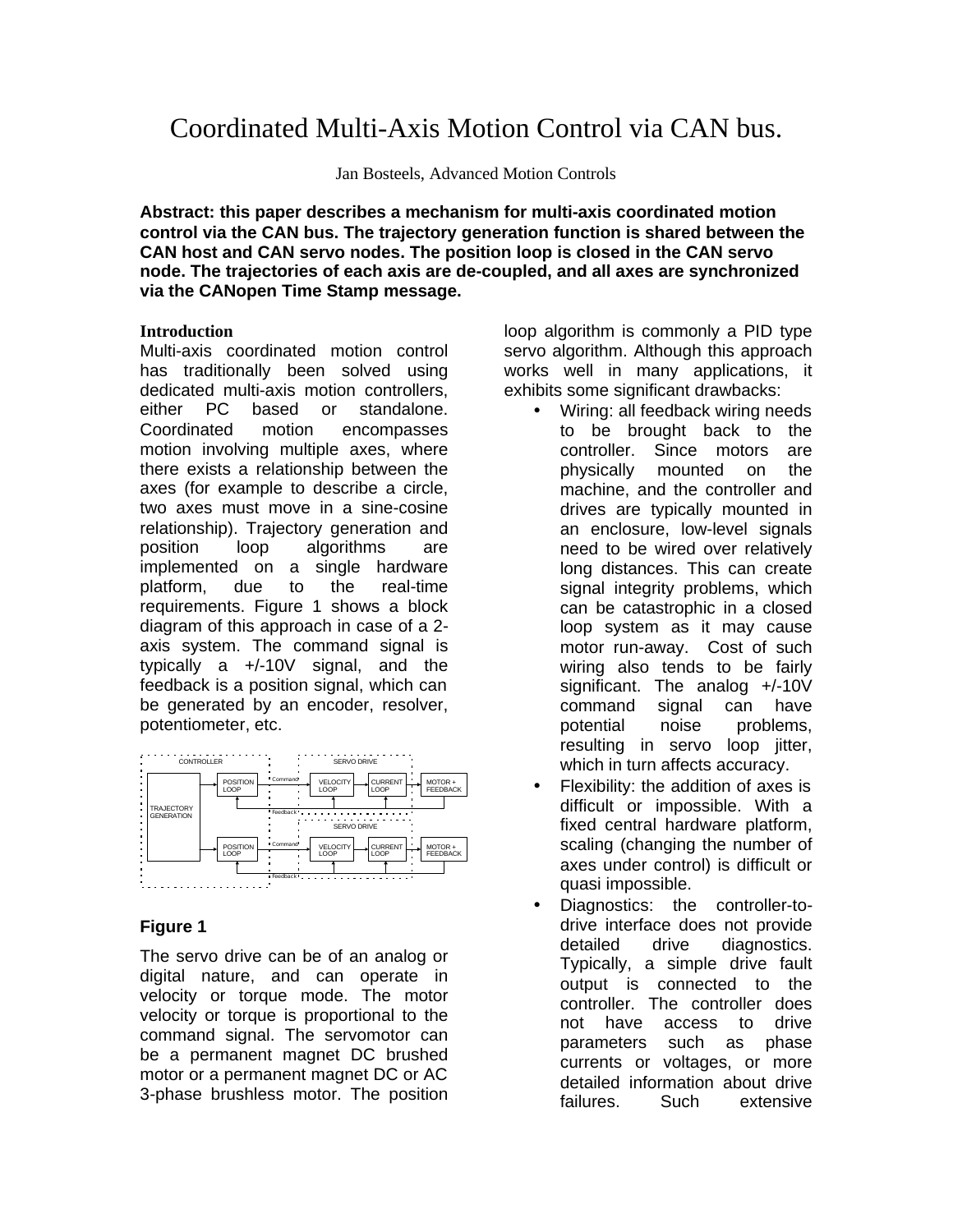# Coordinated Multi-Axis Motion Control via CAN bus.

Jan Bosteels, Advanced Motion Controls

**Abstract: this paper describes a mechanism for multi-axis coordinated motion control via the CAN bus. The trajectory generation function is shared between the CAN host and CAN servo nodes. The position loop is closed in the CAN servo node. The trajectories of each axis are de-coupled, and all axes are synchronized via the CANopen Time Stamp message.**

### Introduction

Multi-axis coordinated motion control has traditionally been solved using dedicated multi-axis motion controllers, either PC based or standalone. Coordinated motion encompasses motion involving multiple axes, where there exists a relationship between the axes (for example to describe a circle, two axes must move in a sine-cosine relationship). Trajectory generation and position loop algorithms are implemented on a single hardware platform, due to the real-time requirements. Figure 1 shows a block diagram of this approach in case of a 2-axis system. The command signal is typically a +/-10V signal, and the feedback is a position signal, which can be generated by an encoder, resolver, potentiometer, etc.

**Figure 1**

The servo drive can be of an analog or digital nature, and can operate in velocity or torque mode. The motor velocity or torque is proportional to the command signal. The servomotor can be a permanent magnet DC brushed motor or a permanent magnet DC or AC 3-phase brushless motor. The position loop algorithm is commonly a PID type servo algorithm. Although this approach works well in many applications, it exhibits some significant drawbacks:

- Wiring: all feedback wiring needs to be brought back to the controller. Since motors are physically mounted on the machine, and the controller and drives are typically mounted in an enclosure, low-level signals need to be wired over relatively long distances. This can create signal integrity problems, which can be catastrophic in a closed loop system as it may cause motor run-away. Cost of such wiring also tends to be fairly significant. The analog +/-10V command signal can have potential noise problems, resulting in servo loop jitter, which in turn affects accuracy.
- Flexibility: the addition of axes is difficult or impossible. With a fixed central hardware platform, scaling (changing the number of axes under control) is difficult or quasi impossible.
- Diagnostics: the controller-to-drive interface does not provide detailed drive diagnostics. Typically, a simple drive fault output is connected to the controller. The controller does not have access to drive parameters such as phase currents or voltages, or more detailed information about drive failures. Such extensive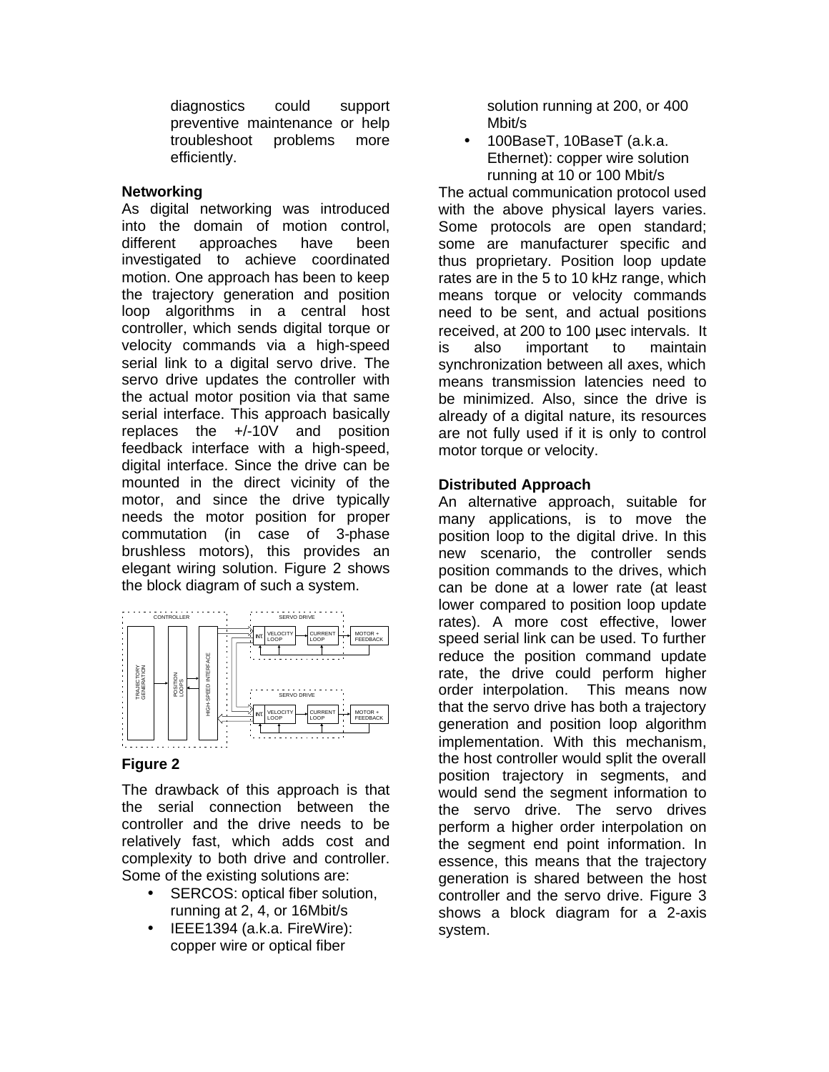diagnostics could support preventive maintenance or help troubleshoot problems more efficiently.

**Networking**

As digital networking was introduced into the domain of motion control, different approaches have been investigated to achieve coordinated motion. One approach has been to keep the trajectory generation and position loop algorithms in a central host controller, which sends digital torque or velocity commands via a high-speed serial link to a digital servo drive. The servo drive updates the controller with the actual motor position via that same serial interface. This approach basically replaces the +/-10V and position feedback interface with a high-speed, digital interface. Since the drive can be mounted in the direct vicinity of the motor, and since the drive typically needs the motor position for proper commutation (in case of 3-phase brushless motors), this provides an elegant wiring solution. Figure 2 shows the block diagram of such a system.

**Figure 2**

The drawback of this approach is that the serial connection between the controller and the drive needs to be relatively fast, which adds cost and complexity to both drive and controller. Some of the existing solutions are:

- SERCOS: optical fiber solution, running at 2, 4, or 16Mbit/s
- IEEE1394 (a.k.a. FireWire): copper wire or optical fiber solution running at 200, or 400 Mbit/s
- 100BaseT, 10BaseT (a.k.a. Ethernet): copper wire solution running at 10 or 100 Mbit/s

The actual communication protocol used with the above physical layers varies. Some protocols are open standard; some are manufacturer specific and thus proprietary. Position loop update rates are in the 5 to 10 kHz range, which means torque or velocity commands need to be sent, and actual positions received, at 200 to 100 μsec intervals. It is also important to maintain synchronization between all axes, which means transmission latencies need to be minimized. Also, since the drive is already of a digital nature, its resources are not fully used if it is only to control motor torque or velocity.

**Distributed Approach**

An alternative approach, suitable for many applications, is to move the position loop to the digital drive. In this new scenario, the controller sends position commands to the drives, which can be done at a lower rate (at least lower compared to position loop update rates). A more cost effective, lower speed serial link can be used. To further reduce the position command update rate, the drive could perform higher order interpolation. This means now that the servo drive has both a trajectory generation and position loop algorithm implementation. With this mechanism, the host controller would split the overall position trajectory in segments, and would send the segment information to the servo drive. The servo drives perform a higher order interpolation on the segment end point information. In essence, this means that the trajectory generation is shared between the host controller and the servo drive. Figure 3 shows a block diagram for a 2-axis system.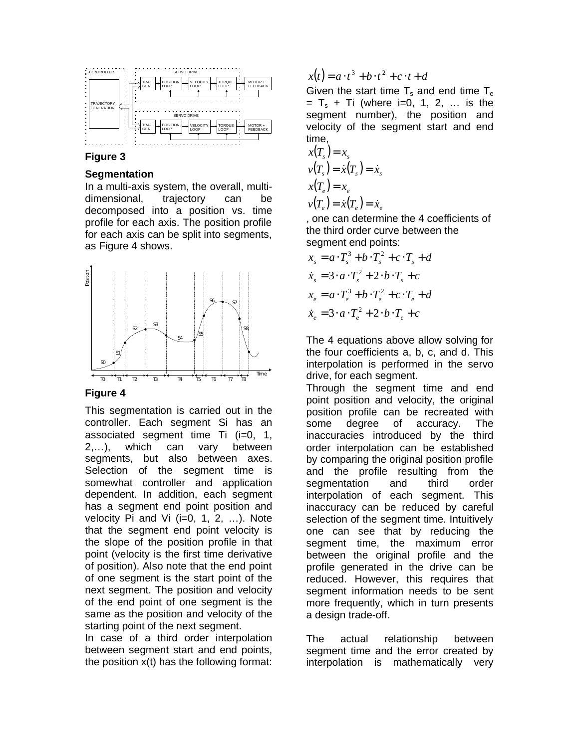Figure 3

**Segmentation**

In a multi-axis system, the overall, multi-dimensional, trajectory can be decomposed into a position vs. time profile for each axis. The position profile for each axis can be split into segments, as Figure 4 shows.

Figure 4

This segmentation is carried out in the controller. Each segment Si has an associated segment time Ti (i=0, 1, 2,…), which can vary between segments, but also between axes. Selection of the segment time is somewhat controller and application dependent. In addition, each segment has a segment end point position and velocity Pi and Vi (i=0, 1, 2, …). Note that the segment end point velocity is the slope of the position profile in that point (velocity is the first time derivative of position). Also note that the end point of one segment is the start point of the next segment. The position and velocity of the end point of one segment is the same as the position and velocity of the starting point of the next segment.

In case of a third order interpolation between segment start and end points, the position x(t) has the following format:

$$x(t) = a \cdot t^3 + b \cdot t^2 + c \cdot t + d$$

Given the start time $T_s$ and end time $T_e$ = $T_s$ + Ti (where i=0, 1, 2, … is the segment number), the position and velocity of the segment start and end time,

$$x(T_s) = x_s$$
$$v(T_s) = \dot{x}(T_s) = \dot{x}_s$$
$$x(T_e) = x_e$$
$$v(T_e) = \dot{x}(T_e) = \dot{x}_e$$

, one can determine the 4 coefficients of the third order curve between the segment end points:

$$x_s = a \cdot T_s^3 + b \cdot T_s^2 + c \cdot T_s + d$$
$$\dot{x}_s = 3 \cdot a \cdot T_s^2 + 2 \cdot b \cdot T_s + c$$
$$x_e = a \cdot T_e^3 + b \cdot T_e^2 + c \cdot T_e + d$$
$$\dot{x}_e = 3 \cdot a \cdot T_e^2 + 2 \cdot b \cdot T_e + c$$

The 4 equations above allow solving for the four coefficients a, b, c, and d. This interpolation is performed in the servo drive, for each segment.

Through the segment time and end point position and velocity, the original position profile can be recreated with some degree of accuracy. The inaccuracies introduced by the third order interpolation can be established by comparing the original position profile and the profile resulting from the segmentation and third order interpolation of each segment. This inaccuracy can be reduced by careful selection of the segment time. Intuitively one can see that by reducing the segment time, the maximum error between the original profile and the profile generated in the drive can be reduced. However, this requires that segment information needs to be sent more frequently, which in turn presents a design trade-off.

The actual relationship between segment time and the error created by interpolation is mathematically very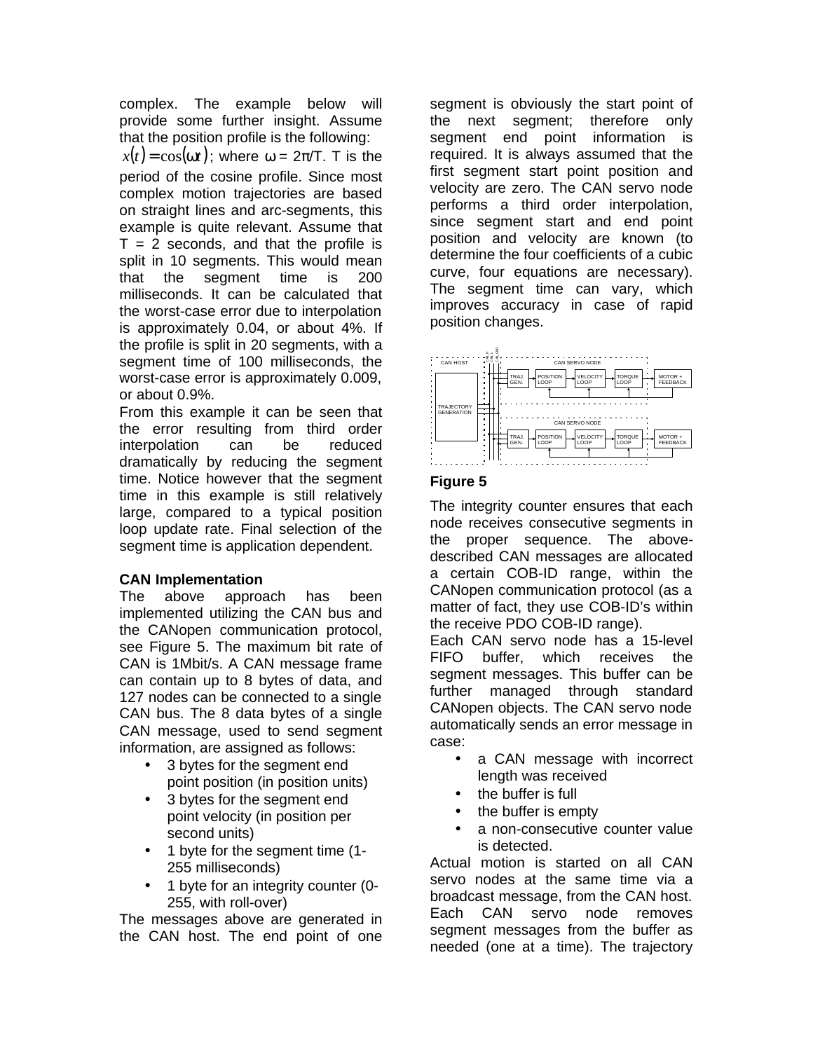complex. The example below will provide some further insight. Assume that the position profile is the following: $x(t) = \cos(\omega t)$; where ω = 2π/T. T is the period of the cosine profile. Since most complex motion trajectories are based on straight lines and arc-segments, this example is quite relevant. Assume that T = 2 seconds, and that the profile is split in 10 segments. This would mean that the segment time is 200 milliseconds. It can be calculated that the worst-case error due to interpolation is approximately 0.04, or about 4%. If the profile is split in 20 segments, with a segment time of 100 milliseconds, the worst-case error is approximately 0.009, or about 0.9%.

From this example it can be seen that the error resulting from third order interpolation can be reduced dramatically by reducing the segment time. Notice however that the segment time in this example is still relatively large, compared to a typical position loop update rate. Final selection of the segment time is application dependent.

**CAN Implementation**

The above approach has been implemented utilizing the CAN bus and the CANopen communication protocol, see Figure 5. The maximum bit rate of CAN is 1Mbit/s. A CAN message frame can contain up to 8 bytes of data, and 127 nodes can be connected to a single CAN bus. The 8 data bytes of a single CAN message, used to send segment information, are assigned as follows:

- 3 bytes for the segment end point position (in position units)
- 3 bytes for the segment end point velocity (in position per second units)
- 1 byte for the segment time (1-255 milliseconds)
- 1 byte for an integrity counter (0-255, with roll-over)

The messages above are generated in the CAN host. The end point of one segment is obviously the start point of the next segment; therefore only segment end point information is required. It is always assumed that the first segment start point position and velocity are zero. The CAN servo node performs a third order interpolation, since segment start and end point position and velocity are known (to determine the four coefficients of a cubic curve, four equations are necessary). The segment time can vary, which improves accuracy in case of rapid position changes.

**Figure 5**

The integrity counter ensures that each node receives consecutive segments in the proper sequence. The above-described CAN messages are allocated a certain COB-ID range, within the CANopen communication protocol (as a matter of fact, they use COB-ID's within the receive PDO COB-ID range).

Each CAN servo node has a 15-level FIFO buffer, which receives the segment messages. This buffer can be further managed through standard CANopen objects. The CAN servo node automatically sends an error message in case:

- a CAN message with incorrect length was received
- the buffer is full
- the buffer is empty
- a non-consecutive counter value is detected.

Actual motion is started on all CAN servo nodes at the same time via a broadcast message, from the CAN host. Each CAN servo node removes segment messages from the buffer as needed (one at a time). The trajectory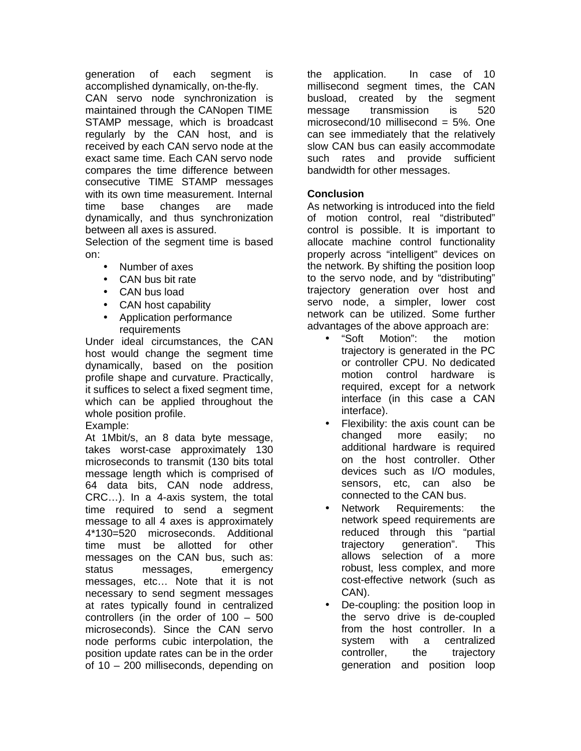generation of each segment is accomplished dynamically, on-the-fly.

CAN servo node synchronization is maintained through the CANopen TIME STAMP message, which is broadcast regularly by the CAN host, and is received by each CAN servo node at the exact same time. Each CAN servo node compares the time difference between consecutive TIME STAMP messages with its own time measurement. Internal time base changes are made dynamically, and thus synchronization between all axes is assured.

Selection of the segment time is based on:

- Number of axes
- CAN bus bit rate
- CAN bus load
- CAN host capability
- Application performance requirements

Under ideal circumstances, the CAN host would change the segment time dynamically, based on the position profile shape and curvature. Practically, it suffices to select a fixed segment time, which can be applied throughout the whole position profile.

Example:

At 1Mbit/s, an 8 data byte message, takes worst-case approximately 130 microseconds to transmit (130 bits total message length which is comprised of 64 data bits, CAN node address, CRC…). In a 4-axis system, the total time required to send a segment message to all 4 axes is approximately 4*130=520 microseconds. Additional time must be allotted for other messages on the CAN bus, such as: status messages, emergency messages, etc… Note that it is not necessary to send segment messages at rates typically found in centralized controllers (in the order of 100 – 500 microseconds). Since the CAN servo node performs cubic interpolation, the position update rates can be in the order of 10 – 200 milliseconds, depending on the application. In case of 10 millisecond segment times, the CAN busload, created by the segment message transmission is 520 microsecond/10 millisecond = 5%. One can see immediately that the relatively slow CAN bus can easily accommodate such rates and provide sufficient bandwidth for other messages.

## Conclusion

As networking is introduced into the field of motion control, real "distributed" control is possible. It is important to allocate machine control functionality properly across "intelligent" devices on the network. By shifting the position loop to the servo node, and by "distributing" trajectory generation over host and servo node, a simpler, lower cost network can be utilized. Some further advantages of the above approach are:

- "Soft Motion": the motion trajectory is generated in the PC or controller CPU. No dedicated motion control hardware is required, except for a network interface (in this case a CAN interface).
- Flexibility: the axis count can be changed more easily; no additional hardware is required on the host controller. Other devices such as I/O modules, sensors, etc, can also be connected to the CAN bus.
- Network Requirements: the network speed requirements are reduced through this "partial trajectory generation". This allows selection of a more robust, less complex, and more cost-effective network (such as CAN).
- De-coupling: the position loop in the servo drive is de-coupled from the host controller. In a system with a centralized controller, the trajectory generation and position loop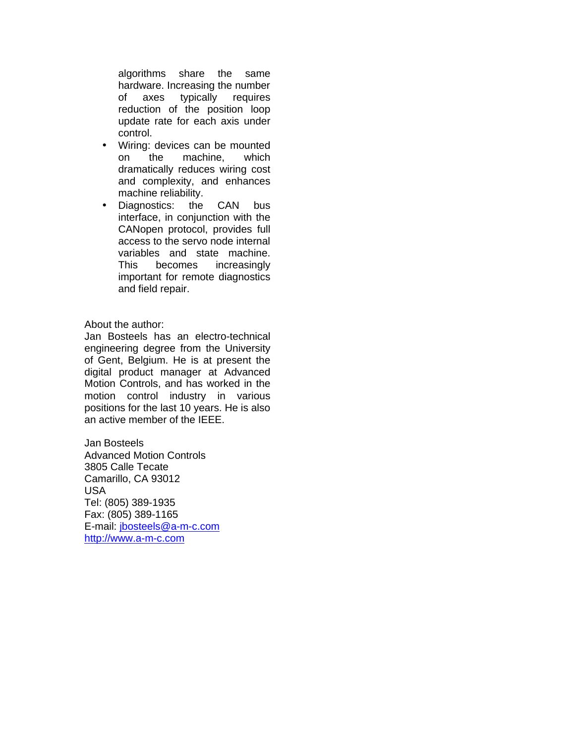algorithms share the same hardware. Increasing the number of axes typically requires reduction of the position loop update rate for each axis under control.

- Wiring: devices can be mounted on the machine, which dramatically reduces wiring cost and complexity, and enhances machine reliability.
- Diagnostics: the CAN bus interface, in conjunction with the CANopen protocol, provides full access to the servo node internal variables and state machine. This becomes increasingly important for remote diagnostics and field repair.

About the author:
Jan Bosteels has an electro-technical engineering degree from the University of Gent, Belgium. He is at present the digital product manager at Advanced Motion Controls, and has worked in the motion control industry in various positions for the last 10 years. He is also an active member of the IEEE.

Jan Bosteels
Advanced Motion Controls
3805 Calle Tecate
Camarillo, CA 93012
USA
Tel: (805) 389-1935
Fax: (805) 389-1165
E-mail: jbosteels@a-m-c.com
http://www.a-m-c.com